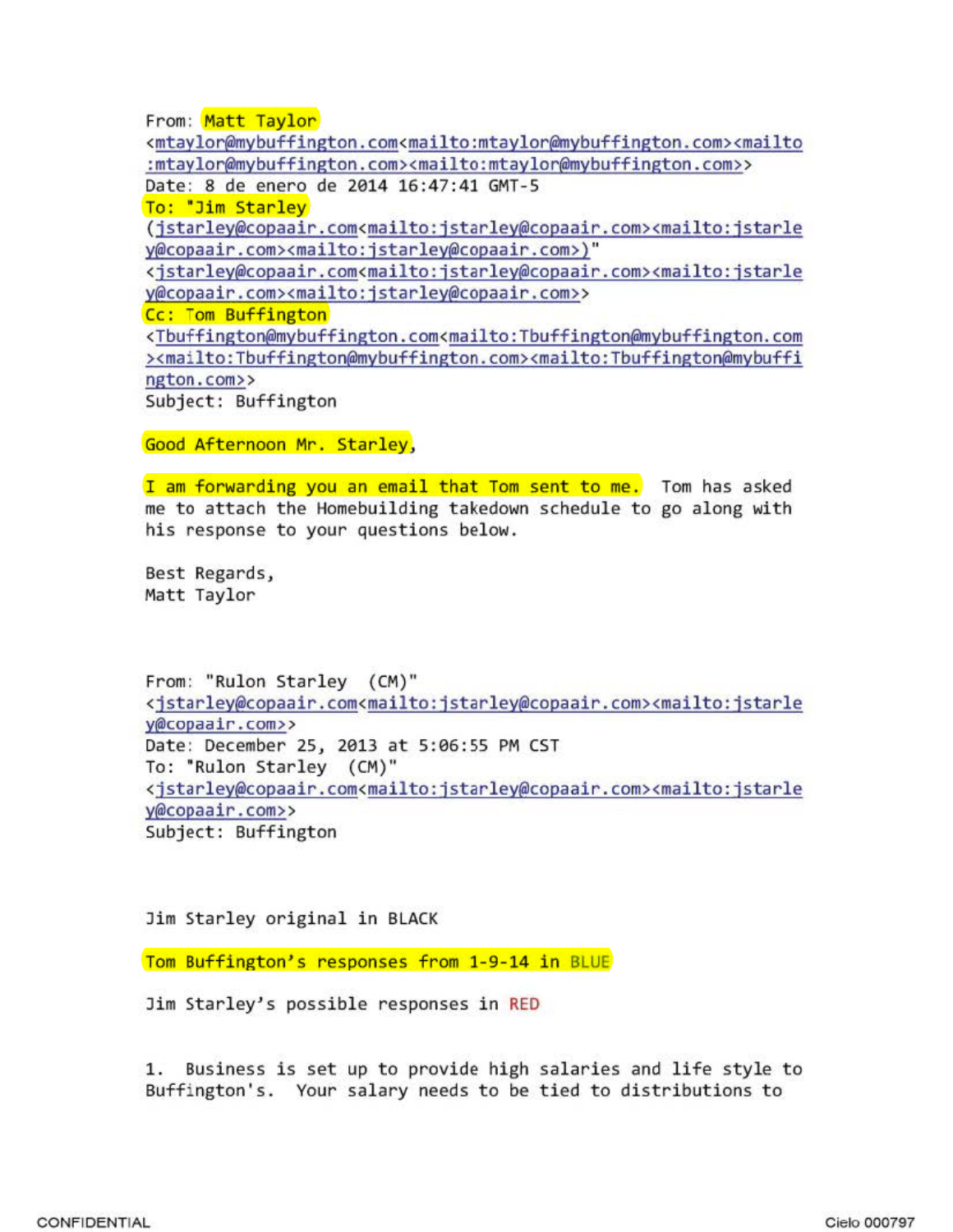From: Matt Taylor
<mtaylor@mybuffington.com<mailto:mtaylor@mybuffington.com><mailto:mtaylor@mybuffington.com><mailto:mtaylor@mybuffington.com>>
Date: 8 de enero de 2014 16:47:41 GMT-5
To: "Jim Starley
(jstarley@copaair.com<mailto:jstarley@copaair.com><mailto:jstarley@copaair.com><mailto:jstarley@copaair.com>)"
<jstarley@copaair.com<mailto:jstarley@copaair.com><mailto:jstarley@copaair.com><mailto:jstarley@copaair.com>>
Cc: Tom Buffington
<Tbuffington@mybuffington.com<mailto:Tbuffington@mybuffington.com><mailto:Tbuffington@mybuffington.com><mailto:Tbuffington@mybuffington.com>>
Subject: Buffington

Good Afternoon Mr. Starley,

I am forwarding you an email that Tom sent to me. Tom has asked me to attach the Homebuilding takedown schedule to go along with his response to your questions below.

Best Regards,
Matt Taylor

From: "Rulon Starley (CM)"
<jstarley@copaair.com<mailto:jstarley@copaair.com><mailto:jstarley@copaair.com>>
Date: December 25, 2013 at 5:06:55 PM CST
To: "Rulon Starley (CM)"
<jstarley@copaair.com<mailto:jstarley@copaair.com><mailto:jstarley@copaair.com>>
Subject: Buffington

Jim Starley original in BLACK

Tom Buffington's responses from 1-9-14 in BLUE

Jim Starley's possible responses in RED

1. Business is set up to provide high salaries and life style to Buffington's. Your salary needs to be tied to distributions to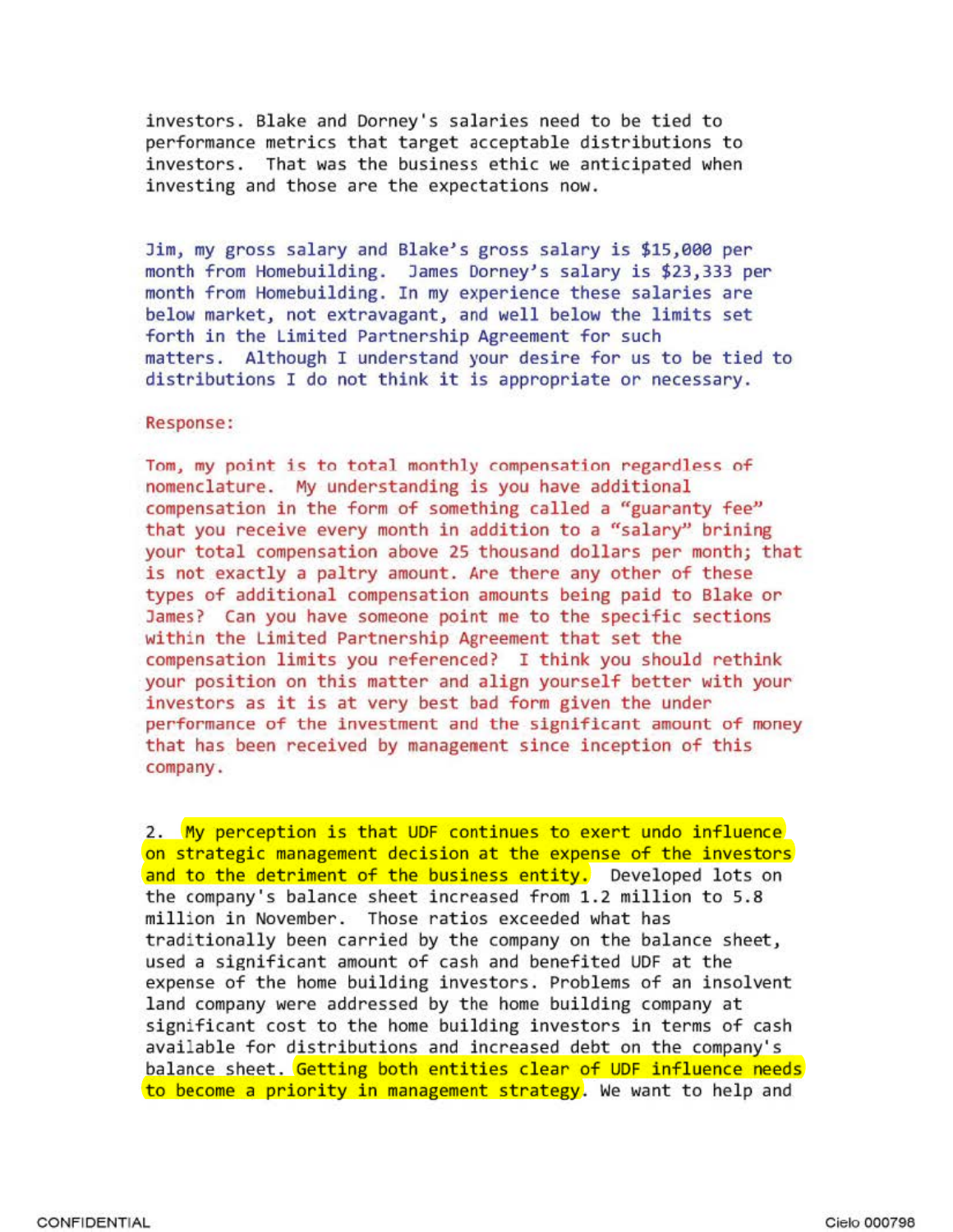investors. Blake and Dorney's salaries need to be tied to performance metrics that target acceptable distributions to investors. That was the business ethic we anticipated when investing and those are the expectations now.

Jim, my gross salary and Blake's gross salary is $15,000 per month from Homebuilding. James Dorney's salary is $23,333 per month from Homebuilding. In my experience these salaries are below market, not extravagant, and well below the limits set forth in the Limited Partnership Agreement for such matters. Although I understand your desire for us to be tied to distributions I do not think it is appropriate or necessary.

Response:

Tom, my point is to total monthly compensation regardless of nomenclature. My understanding is you have additional compensation in the form of something called a "guaranty fee" that you receive every month in addition to a "salary" brining your total compensation above 25 thousand dollars per month; that is not exactly a paltry amount. Are there any other of these types of additional compensation amounts being paid to Blake or James? Can you have someone point me to the specific sections within the Limited Partnership Agreement that set the compensation limits you referenced? I think you should rethink your position on this matter and align yourself better with your investors as it is at very best bad form given the under performance of the investment and the significant amount of money that has been received by management since inception of this company.

2. My perception is that UDF continues to exert undo influence on strategic management decision at the expense of the investors and to the detriment of the business entity. Developed lots on the company's balance sheet increased from 1.2 million to 5.8 million in November. Those ratios exceeded what has traditionally been carried by the company on the balance sheet, used a significant amount of cash and benefited UDF at the expense of the home building investors. Problems of an insolvent land company were addressed by the home building company at significant cost to the home building investors in terms of cash available for distributions and increased debt on the company's balance sheet. Getting both entities clear of UDF influence needs to become a priority in management strategy. We want to help and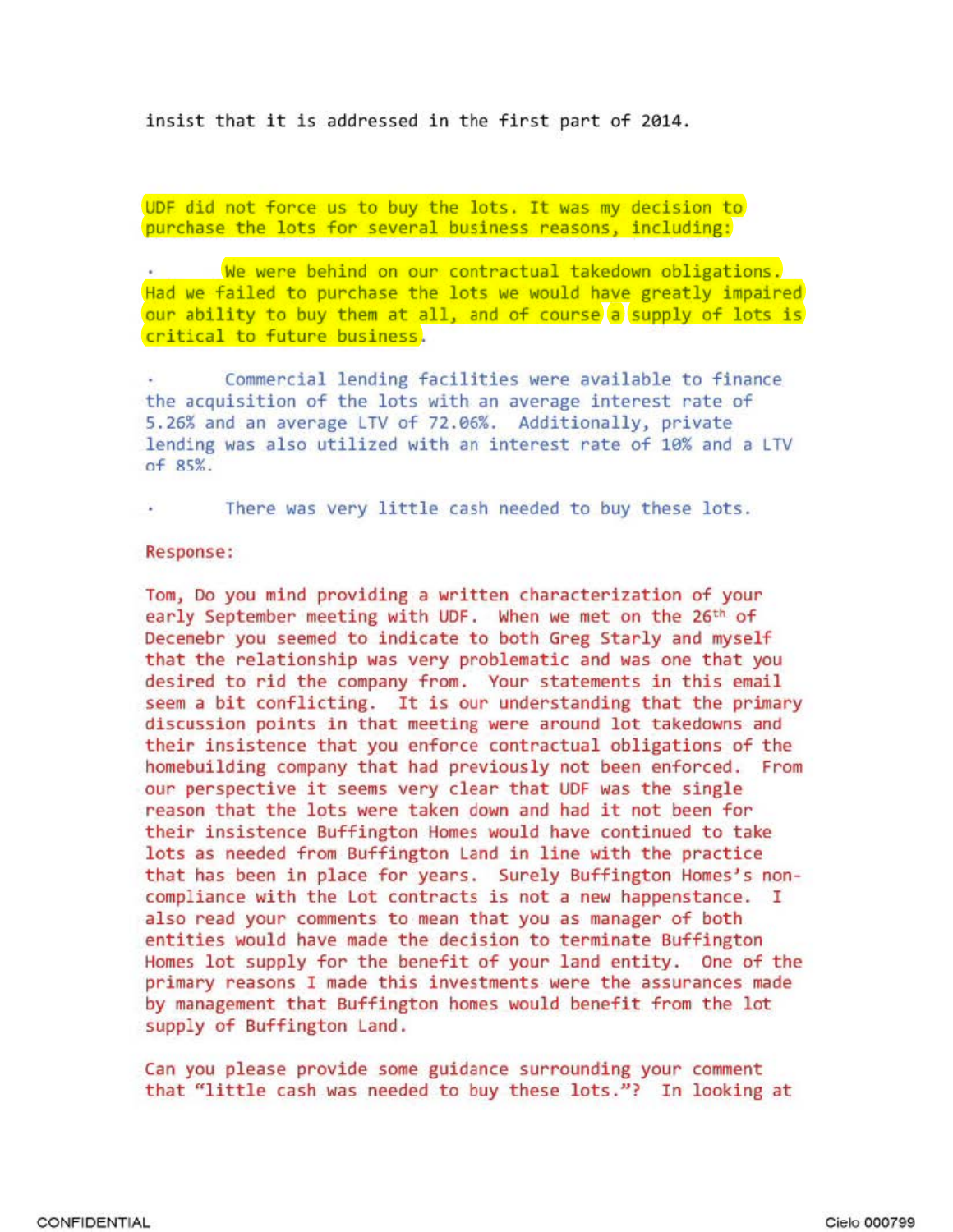insist that it is addressed in the first part of 2014.

UDF did not force us to buy the lots. It was my decision to purchase the lots for several business reasons, including:

- We were behind on our contractual takedown obligations. Had we failed to purchase the lots we would have greatly impaired our ability to buy them at all, and of course a supply of lots is critical to future business.

- Commercial lending facilities were available to finance the acquisition of the lots with an average interest rate of 5.26% and an average LTV of 72.06%. Additionally, private lending was also utilized with an interest rate of 10% and a LTV of 85%.

- There was very little cash needed to buy these lots.

Response:

Tom, Do you mind providing a written characterization of your early September meeting with UDF. When we met on the 26th of Decenebr you seemed to indicate to both Greg Starly and myself that the relationship was very problematic and was one that you desired to rid the company from. Your statements in this email seem a bit conflicting. It is our understanding that the primary discussion points in that meeting were around lot takedowns and their insistence that you enforce contractual obligations of the homebuilding company that had previously not been enforced. From our perspective it seems very clear that UDF was the single reason that the lots were taken down and had it not been for their insistence Buffington Homes would have continued to take lots as needed from Buffington Land in line with the practice that has been in place for years. Surely Buffington Homes's non-compliance with the Lot contracts is not a new happenstance. I also read your comments to mean that you as manager of both entities would have made the decision to terminate Buffington Homes lot supply for the benefit of your land entity. One of the primary reasons I made this investments were the assurances made by management that Buffington homes would benefit from the lot supply of Buffington Land.

Can you please provide some guidance surrounding your comment that "little cash was needed to buy these lots."? In looking at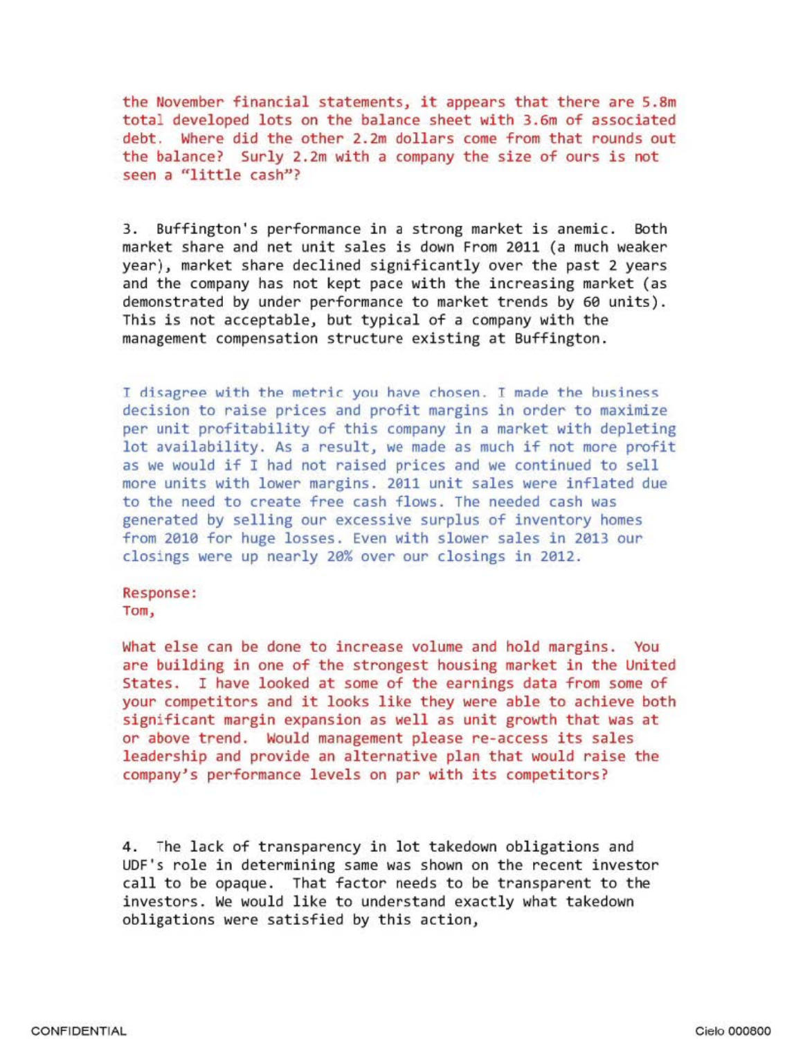the November financial statements, it appears that there are 5.8m total developed lots on the balance sheet with 3.6m of associated debt. Where did the other 2.2m dollars come from that rounds out the balance? Surly 2.2m with a company the size of ours is not seen a "little cash"?

3. Buffington's performance in a strong market is anemic. Both market share and net unit sales is down From 2011 (a much weaker year), market share declined significantly over the past 2 years and the company has not kept pace with the increasing market (as demonstrated by under performance to market trends by 60 units). This is not acceptable, but typical of a company with the management compensation structure existing at Buffington.

I disagree with the metric you have chosen. I made the business decision to raise prices and profit margins in order to maximize per unit profitability of this company in a market with depleting lot availability. As a result, we made as much if not more profit as we would if I had not raised prices and we continued to sell more units with lower margins. 2011 unit sales were inflated due to the need to create free cash flows. The needed cash was generated by selling our excessive surplus of inventory homes from 2010 for huge losses. Even with slower sales in 2013 our closings were up nearly 20% over our closings in 2012.

Response:
Tom,

What else can be done to increase volume and hold margins. You are building in one of the strongest housing market in the United States. I have looked at some of the earnings data from some of your competitors and it looks like they were able to achieve both significant margin expansion as well as unit growth that was at or above trend. Would management please re-access its sales leadership and provide an alternative plan that would raise the company's performance levels on par with its competitors?

4. The lack of transparency in lot takedown obligations and UDF's role in determining same was shown on the recent investor call to be opaque. That factor needs to be transparent to the investors. We would like to understand exactly what takedown obligations were satisfied by this action,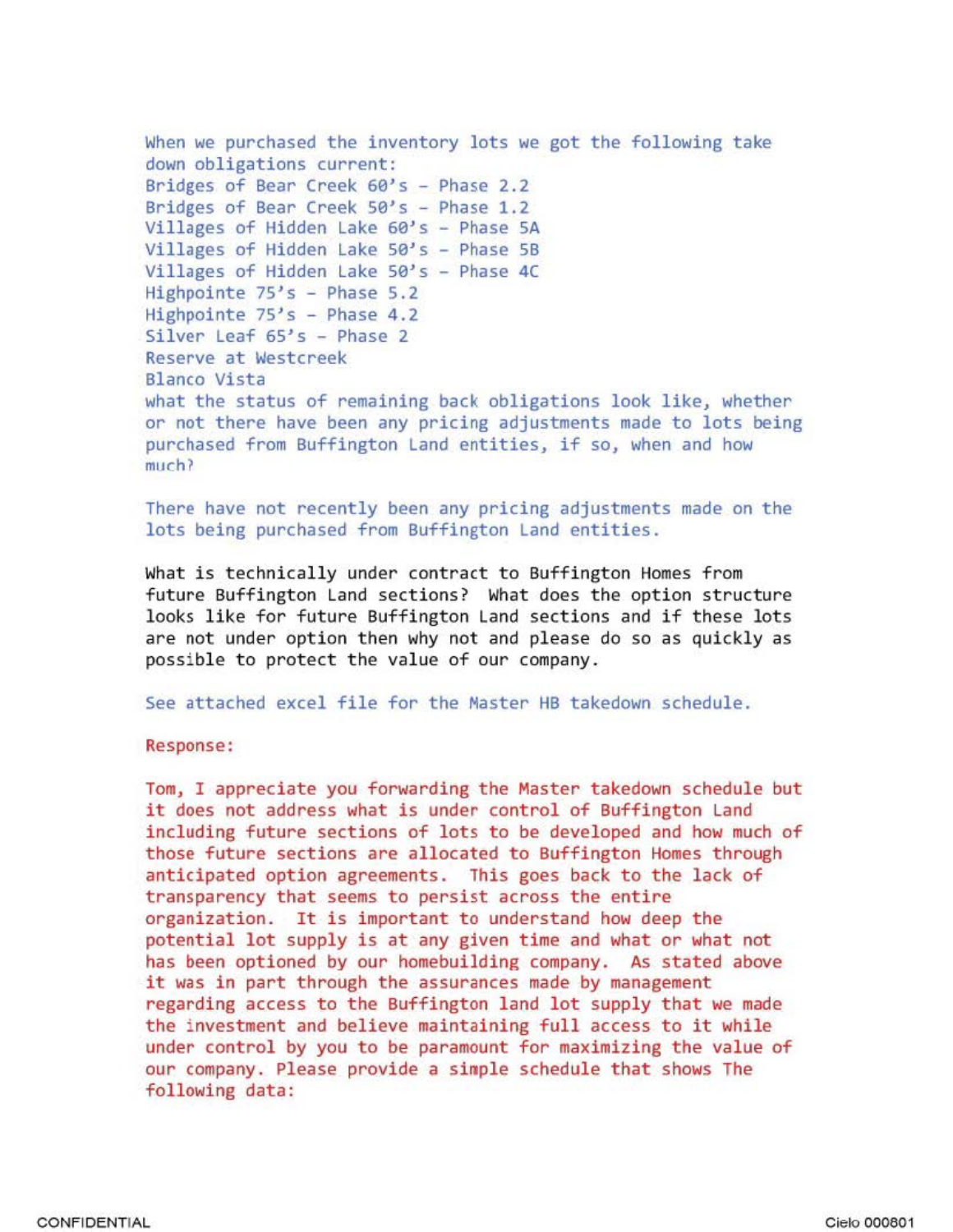When we purchased the inventory lots we got the following take down obligations current:
Bridges of Bear Creek 60's - Phase 2.2
Bridges of Bear Creek 50's - Phase 1.2
Villages of Hidden Lake 60's - Phase 5A
Villages of Hidden Lake 50's - Phase 5B
Villages of Hidden Lake 50's - Phase 4C
Highpointe 75's - Phase 5.2
Highpointe 75's - Phase 4.2
Silver Leaf 65's - Phase 2
Reserve at Westcreek
Blanco Vista
what the status of remaining back obligations look like, whether or not there have been any pricing adjustments made to lots being purchased from Buffington Land entities, if so, when and how much?

There have not recently been any pricing adjustments made on the lots being purchased from Buffington Land entities.

What is technically under contract to Buffington Homes from future Buffington Land sections? What does the option structure looks like for future Buffington Land sections and if these lots are not under option then why not and please do so as quickly as possible to protect the value of our company.

See attached excel file for the Master HB takedown schedule.

Response:

Tom, I appreciate you forwarding the Master takedown schedule but it does not address what is under control of Buffington Land including future sections of lots to be developed and how much of those future sections are allocated to Buffington Homes through anticipated option agreements. This goes back to the lack of transparency that seems to persist across the entire organization. It is important to understand how deep the potential lot supply is at any given time and what or what not has been optioned by our homebuilding company. As stated above it was in part through the assurances made by management regarding access to the Buffington land lot supply that we made the investment and believe maintaining full access to it while under control by you to be paramount for maximizing the value of our company. Please provide a simple schedule that shows The following data: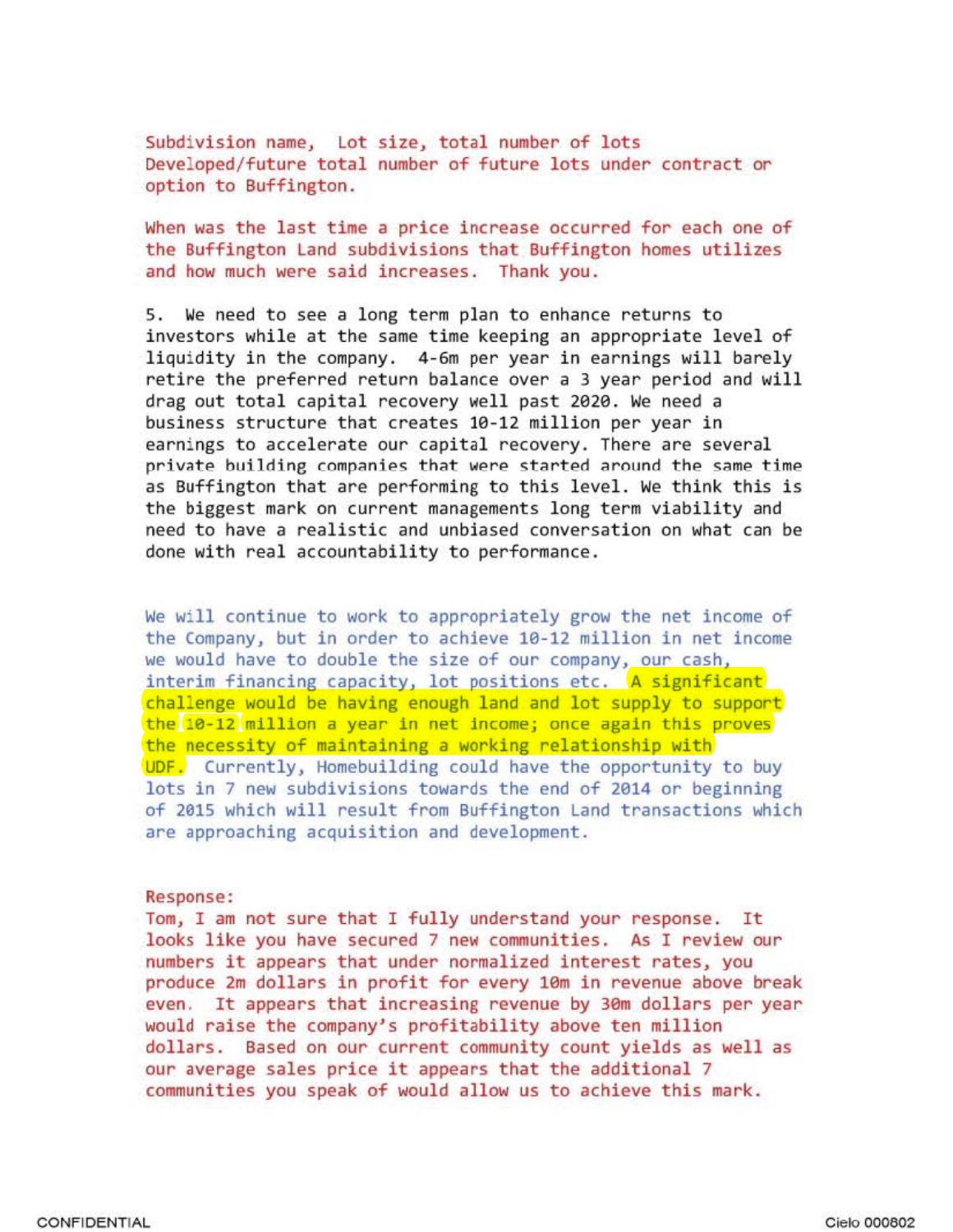Subdivision name, Lot size, total number of lots Developed/future total number of future lots under contract or option to Buffington.

When was the last time a price increase occurred for each one of the Buffington Land subdivisions that Buffington homes utilizes and how much were said increases. Thank you.

5. We need to see a long term plan to enhance returns to investors while at the same time keeping an appropriate level of liquidity in the company. 4-6m per year in earnings will barely retire the preferred return balance over a 3 year period and will drag out total capital recovery well past 2020. We need a business structure that creates 10-12 million per year in earnings to accelerate our capital recovery. There are several private building companies that were started around the same time as Buffington that are performing to this level. We think this is the biggest mark on current managements long term viability and need to have a realistic and unbiased conversation on what can be done with real accountability to performance.

We will continue to work to appropriately grow the net income of the Company, but in order to achieve 10-12 million in net income we would have to double the size of our company, our cash, interim financing capacity, lot positions etc. A significant challenge would be having enough land and lot supply to support the 10-12 million a year in net income; once again this proves the necessity of maintaining a working relationship with UDF. Currently, Homebuilding could have the opportunity to buy lots in 7 new subdivisions towards the end of 2014 or beginning of 2015 which will result from Buffington Land transactions which are approaching acquisition and development.

Response:
Tom, I am not sure that I fully understand your response. It looks like you have secured 7 new communities. As I review our numbers it appears that under normalized interest rates, you produce 2m dollars in profit for every 10m in revenue above break even. It appears that increasing revenue by 30m dollars per year would raise the company's profitability above ten million dollars. Based on our current community count yields as well as our average sales price it appears that the additional 7 communities you speak of would allow us to achieve this mark.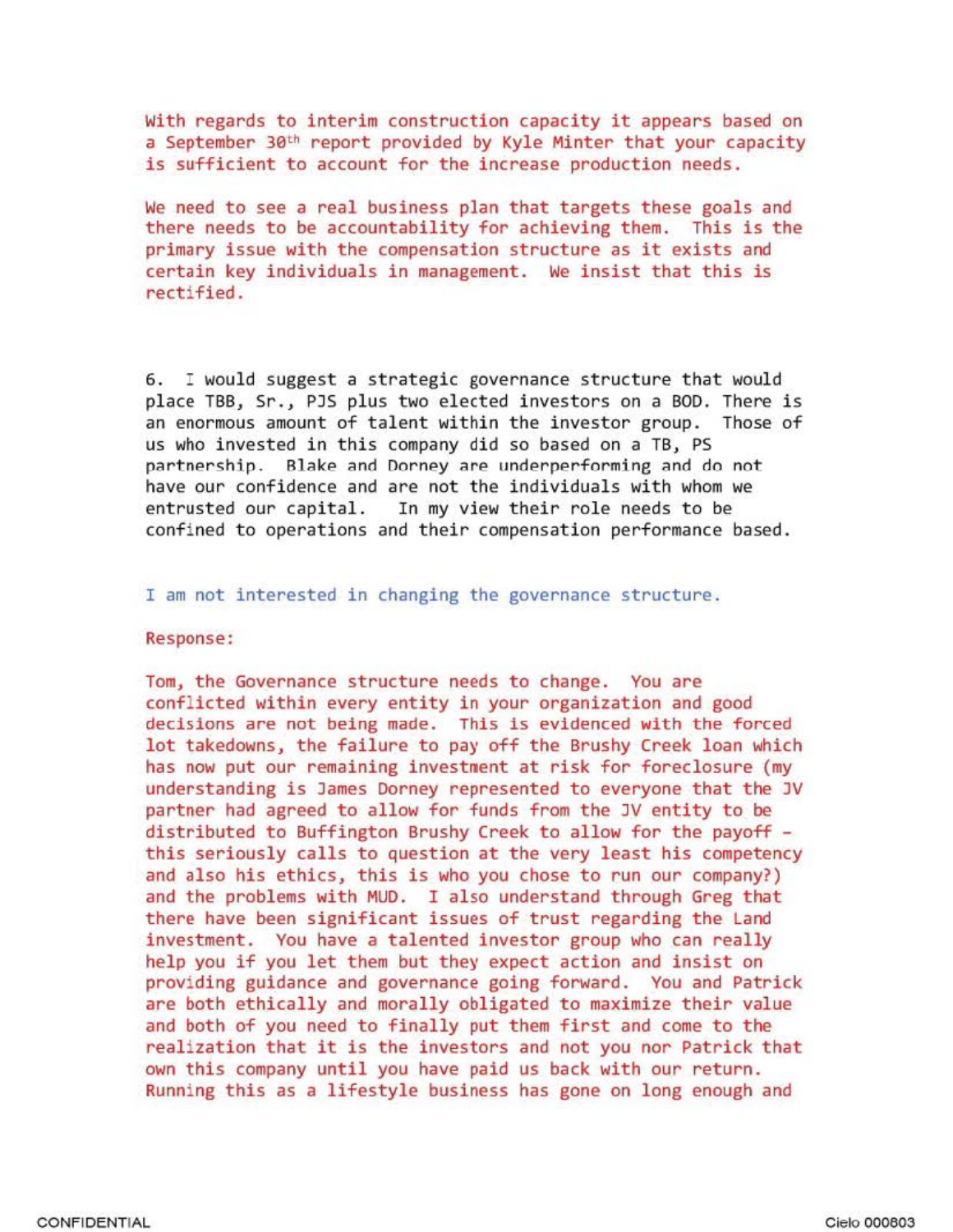With regards to interim construction capacity it appears based on a September 30th report provided by Kyle Minter that your capacity is sufficient to account for the increase production needs.

We need to see a real business plan that targets these goals and there needs to be accountability for achieving them. This is the primary issue with the compensation structure as it exists and certain key individuals in management. We insist that this is rectified.

6. I would suggest a strategic governance structure that would place TBB, Sr., PJS plus two elected investors on a BOD. There is an enormous amount of talent within the investor group. Those of us who invested in this company did so based on a TB, PS partnership. Blake and Dorney are underperforming and do not have our confidence and are not the individuals with whom we entrusted our capital. In my view their role needs to be confined to operations and their compensation performance based.

I am not interested in changing the governance structure.

Response:

Tom, the Governance structure needs to change. You are conflicted within every entity in your organization and good decisions are not being made. This is evidenced with the forced lot takedowns, the failure to pay off the Brushy Creek loan which has now put our remaining investment at risk for foreclosure (my understanding is James Dorney represented to everyone that the JV partner had agreed to allow for funds from the JV entity to be distributed to Buffington Brushy Creek to allow for the payoff - this seriously calls to question at the very least his competency and also his ethics, this is who you chose to run our company?) and the problems with MUD. I also understand through Greg that there have been significant issues of trust regarding the Land investment. You have a talented investor group who can really help you if you let them but they expect action and insist on providing guidance and governance going forward. You and Patrick are both ethically and morally obligated to maximize their value and both of you need to finally put them first and come to the realization that it is the investors and not you nor Patrick that own this company until you have paid us back with our return. Running this as a lifestyle business has gone on long enough and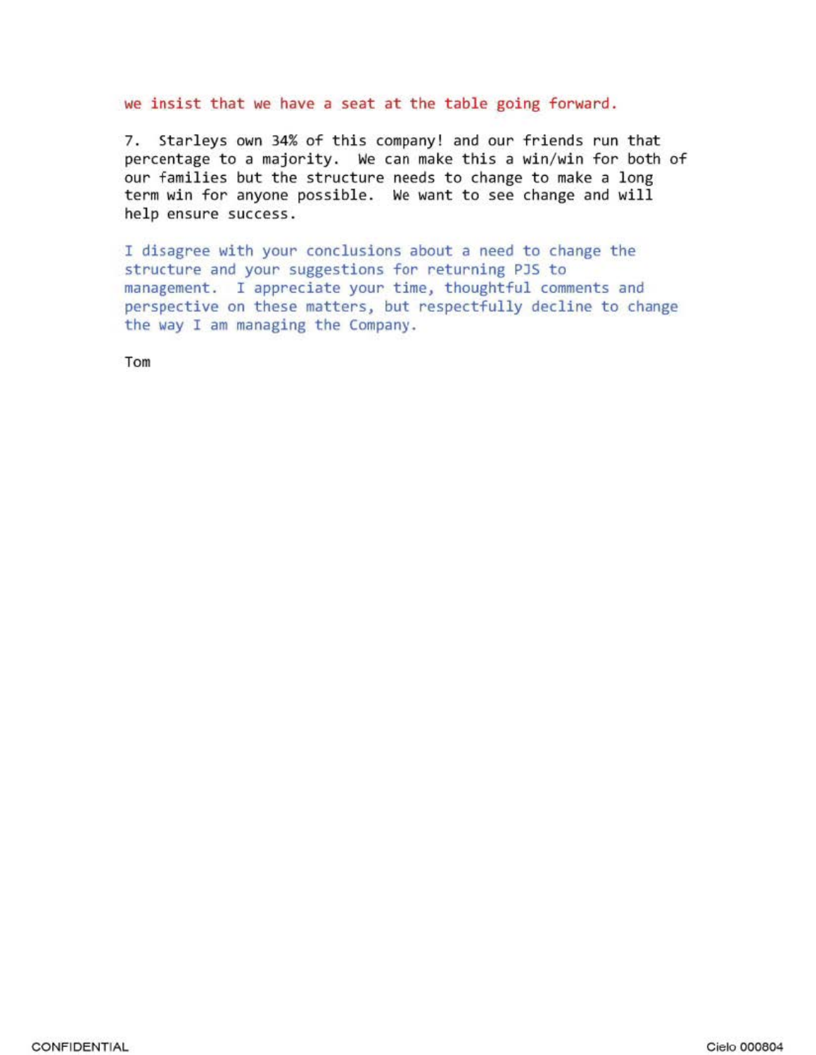we insist that we have a seat at the table going forward.

7. Starleys own 34% of this company! and our friends run that percentage to a majority. We can make this a win/win for both of our families but the structure needs to change to make a long term win for anyone possible. We want to see change and will help ensure success.

I disagree with your conclusions about a need to change the structure and your suggestions for returning PJS to management. I appreciate your time, thoughtful comments and perspective on these matters, but respectfully decline to change the way I am managing the Company.

Tom

CONFIDENTIAL

Cielo 000804